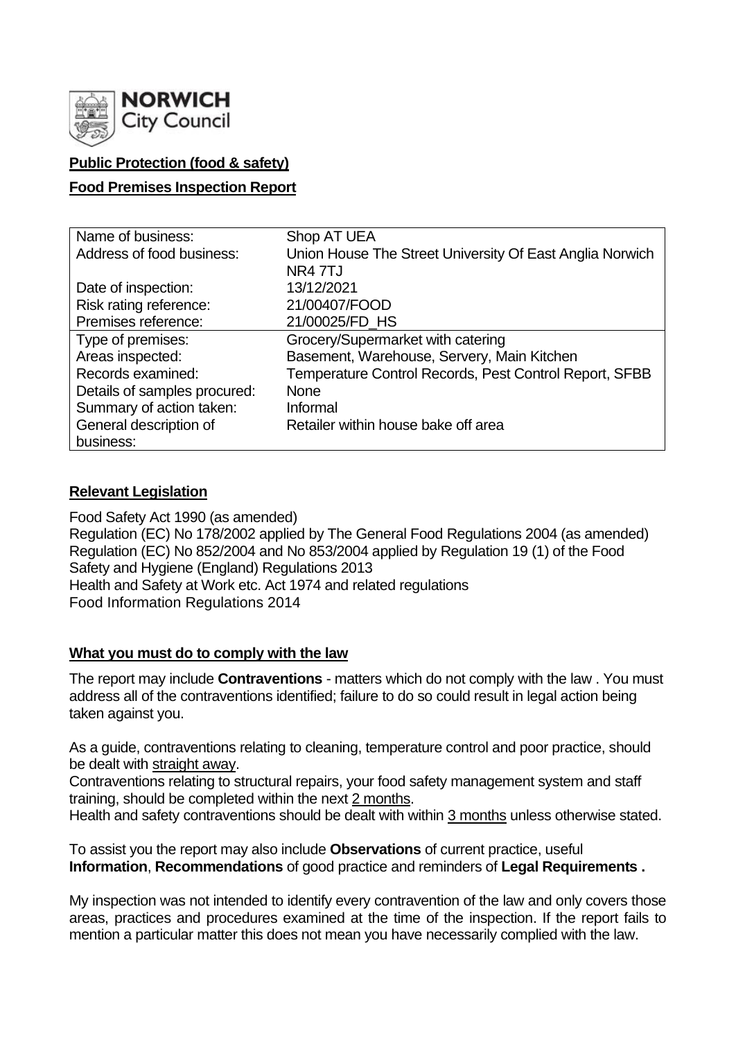NORWICH City Council

**Public Protection (food & safety)**

**Food Premises Inspection Report**

| Name of business: | Shop AT UEA |
| --- | --- |
| Address of food business: | Union House The Street University Of East Anglia Norwich NR4 7TJ |
| Date of inspection: | 13/12/2021 |
| Risk rating reference: | 21/00407/FOOD |
| Premises reference: | 21/00025/FD_HS |
| Type of premises: | Grocery/Supermarket with catering |
| Areas inspected: | Basement, Warehouse, Servery, Main Kitchen |
| Records examined: | Temperature Control Records, Pest Control Report, SFBB |
| Details of samples procured: | None |
| Summary of action taken: | Informal |
| General description of business: | Retailer within house bake off area |

## Relevant Legislation

Food Safety Act 1990 (as amended)
Regulation (EC) No 178/2002 applied by The General Food Regulations 2004 (as amended)
Regulation (EC) No 852/2004 and No 853/2004 applied by Regulation 19 (1) of the Food Safety and Hygiene (England) Regulations 2013
Health and Safety at Work etc. Act 1974 and related regulations
Food Information Regulations 2014

## What you must do to comply with the law

The report may include **Contraventions** - matters which do not comply with the law . You must address all of the contraventions identified; failure to do so could result in legal action being taken against you.

As a guide, contraventions relating to cleaning, temperature control and poor practice, should be dealt with straight away.
Contraventions relating to structural repairs, your food safety management system and staff training, should be completed within the next 2 months.
Health and safety contraventions should be dealt with within 3 months unless otherwise stated.

To assist you the report may also include **Observations** of current practice, useful **Information**, **Recommendations** of good practice and reminders of **Legal Requirements .**

My inspection was not intended to identify every contravention of the law and only covers those areas, practices and procedures examined at the time of the inspection. If the report fails to mention a particular matter this does not mean you have necessarily complied with the law.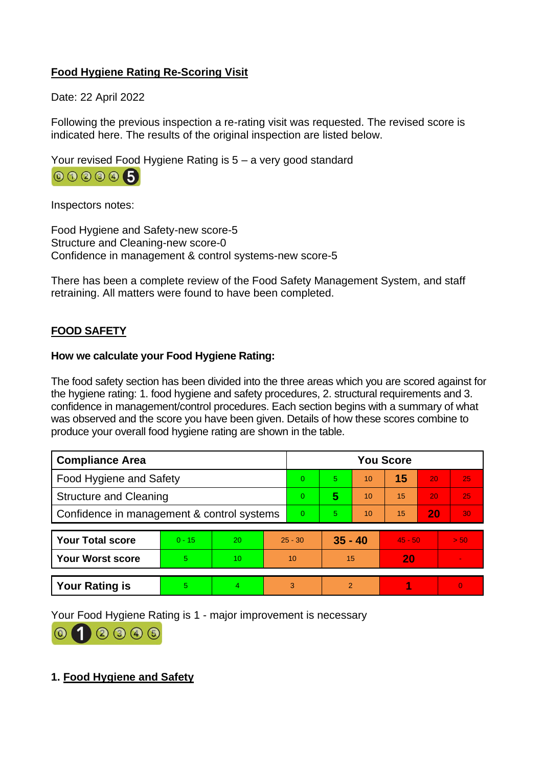**Food Hygiene Rating Re-Scoring Visit**

Date: 22 April 2022

Following the previous inspection a re-rating visit was requested. The revised score is indicated here. The results of the original inspection are listed below.

Your revised Food Hygiene Rating is 5 – a very good standard

Inspectors notes:

Food Hygiene and Safety-new score-5
Structure and Cleaning-new score-0
Confidence in management & control systems-new score-5

There has been a complete review of the Food Safety Management System, and staff retraining. All matters were found to have been completed.

## FOOD SAFETY

**How we calculate your Food Hygiene Rating:**

The food safety section has been divided into the three areas which you are scored against for the hygiene rating: 1. food hygiene and safety procedures, 2. structural requirements and 3. confidence in management/control procedures. Each section begins with a summary of what was observed and the score you have been given. Details of how these scores combine to produce your overall food hygiene rating are shown in the table.

| Compliance Area | You Score | | | | | |
|---|---|---|---|---|---|---|
| Food Hygiene and Safety | 0 | 5 | 10 | **15** | 20 | 25 |
| Structure and Cleaning | 0 | **5** | 10 | 15 | 20 | 25 |
| Confidence in management & control systems | 0 | 5 | 10 | 15 | **20** | 30 |

| | | | | | | |
|---|---|---|---|---|---|---|
| **Your Total score** | 0 - 15 | 20 | 25 - 30 | **35 - 40** | 45 - 50 | > 50 |
| **Your Worst score** | 5 | 10 | 10 | 15 | **20** | - |

| | | | | | | |
|---|---|---|---|---|---|---|
| **Your Rating is** | 5 | 4 | 3 | 2 | **1** | 0 |

Your Food Hygiene Rating is 1 - major improvement is necessary

## 1. Food Hygiene and Safety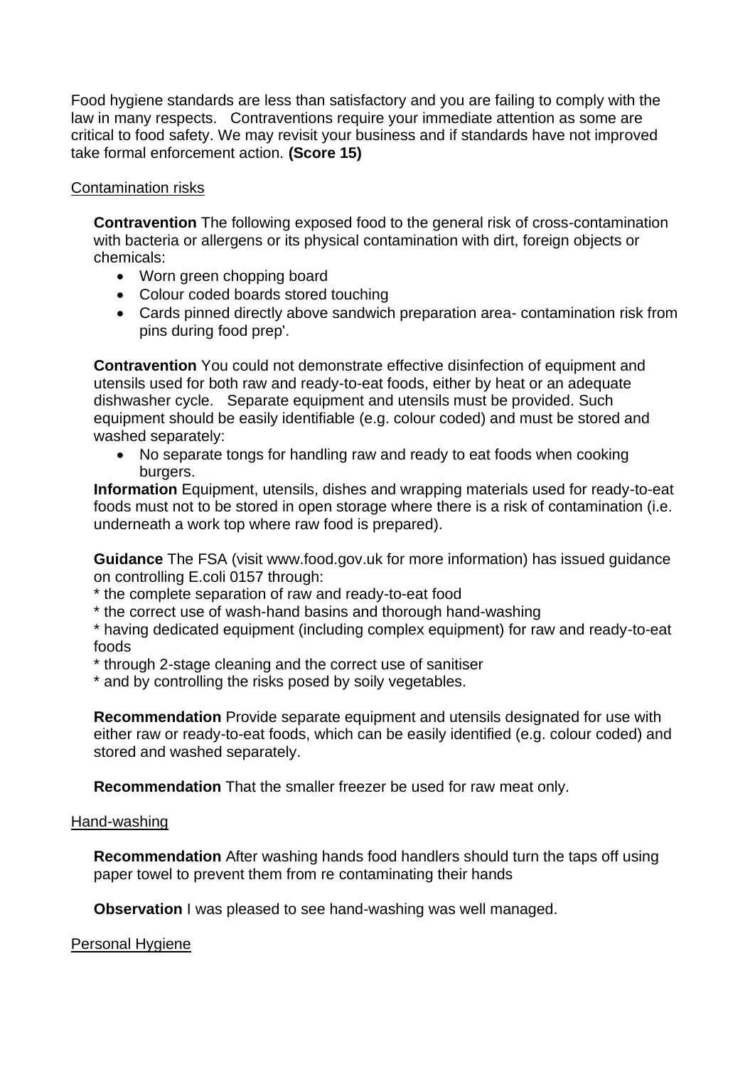Food hygiene standards are less than satisfactory and you are failing to comply with the law in many respects. Contraventions require your immediate attention as some are critical to food safety. We may revisit your business and if standards have not improved take formal enforcement action. **(Score 15)**

Contamination risks

**Contravention** The following exposed food to the general risk of cross-contamination with bacteria or allergens or its physical contamination with dirt, foreign objects or chemicals:

- Worn green chopping board
- Colour coded boards stored touching
- Cards pinned directly above sandwich preparation area- contamination risk from pins during food prep'.

**Contravention** You could not demonstrate effective disinfection of equipment and utensils used for both raw and ready-to-eat foods, either by heat or an adequate dishwasher cycle. Separate equipment and utensils must be provided. Such equipment should be easily identifiable (e.g. colour coded) and must be stored and washed separately:

- No separate tongs for handling raw and ready to eat foods when cooking burgers.

**Information** Equipment, utensils, dishes and wrapping materials used for ready-to-eat foods must not to be stored in open storage where there is a risk of contamination (i.e. underneath a work top where raw food is prepared).

**Guidance** The FSA (visit www.food.gov.uk for more information) has issued guidance on controlling E.coli 0157 through:
* the complete separation of raw and ready-to-eat food
* the correct use of wash-hand basins and thorough hand-washing
* having dedicated equipment (including complex equipment) for raw and ready-to-eat foods
* through 2-stage cleaning and the correct use of sanitiser
* and by controlling the risks posed by soily vegetables.

**Recommendation** Provide separate equipment and utensils designated for use with either raw or ready-to-eat foods, which can be easily identified (e.g. colour coded) and stored and washed separately.

**Recommendation** That the smaller freezer be used for raw meat only.

Hand-washing

**Recommendation** After washing hands food handlers should turn the taps off using paper towel to prevent them from re contaminating their hands

**Observation** I was pleased to see hand-washing was well managed.

Personal Hygiene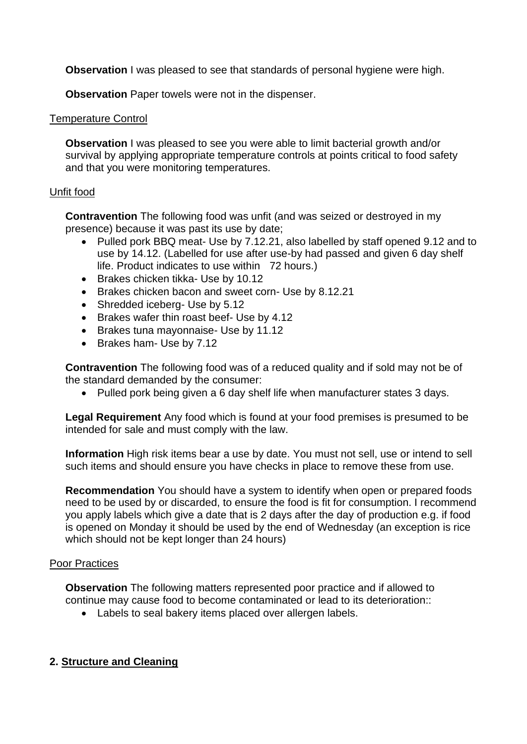**Observation** I was pleased to see that standards of personal hygiene were high.

**Observation** Paper towels were not in the dispenser.

Temperature Control

**Observation** I was pleased to see you were able to limit bacterial growth and/or survival by applying appropriate temperature controls at points critical to food safety and that you were monitoring temperatures.

Unfit food

**Contravention** The following food was unfit (and was seized or destroyed in my presence) because it was past its use by date;

- Pulled pork BBQ meat- Use by 7.12.21, also labelled by staff opened 9.12 and to use by 14.12. (Labelled for use after use-by had passed and given 6 day shelf life. Product indicates to use within 72 hours.)
- Brakes chicken tikka- Use by 10.12
- Brakes chicken bacon and sweet corn- Use by 8.12.21
- Shredded iceberg- Use by 5.12
- Brakes wafer thin roast beef- Use by 4.12
- Brakes tuna mayonnaise- Use by 11.12
- Brakes ham- Use by 7.12

**Contravention** The following food was of a reduced quality and if sold may not be of the standard demanded by the consumer:

- Pulled pork being given a 6 day shelf life when manufacturer states 3 days.

**Legal Requirement** Any food which is found at your food premises is presumed to be intended for sale and must comply with the law.

**Information** High risk items bear a use by date. You must not sell, use or intend to sell such items and should ensure you have checks in place to remove these from use.

**Recommendation** You should have a system to identify when open or prepared foods need to be used by or discarded, to ensure the food is fit for consumption. I recommend you apply labels which give a date that is 2 days after the day of production e.g. if food is opened on Monday it should be used by the end of Wednesday (an exception is rice which should not be kept longer than 24 hours)

Poor Practices

**Observation** The following matters represented poor practice and if allowed to continue may cause food to become contaminated or lead to its deterioration::

- Labels to seal bakery items placed over allergen labels.

## 2. Structure and Cleaning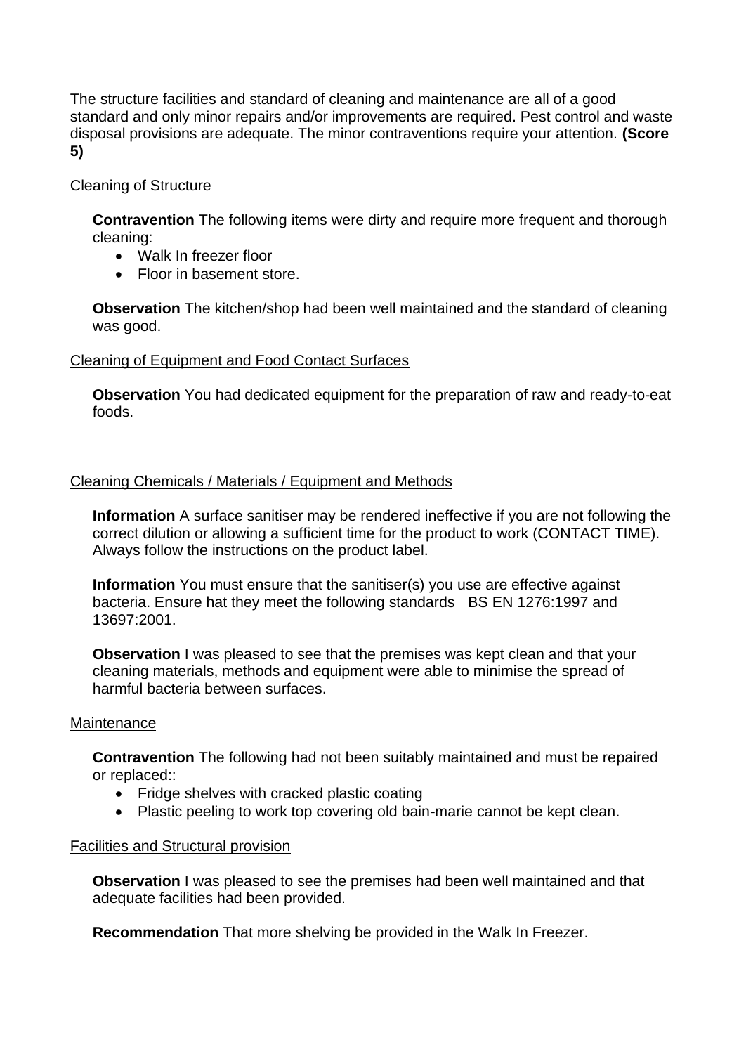The structure facilities and standard of cleaning and maintenance are all of a good standard and only minor repairs and/or improvements are required. Pest control and waste disposal provisions are adequate. The minor contraventions require your attention. **(Score 5)**

Cleaning of Structure

**Contravention** The following items were dirty and require more frequent and thorough cleaning:

- Walk In freezer floor
- Floor in basement store.

**Observation** The kitchen/shop had been well maintained and the standard of cleaning was good.

Cleaning of Equipment and Food Contact Surfaces

**Observation** You had dedicated equipment for the preparation of raw and ready-to-eat foods.

Cleaning Chemicals / Materials / Equipment and Methods

**Information** A surface sanitiser may be rendered ineffective if you are not following the correct dilution or allowing a sufficient time for the product to work (CONTACT TIME). Always follow the instructions on the product label.

**Information** You must ensure that the sanitiser(s) you use are effective against bacteria. Ensure hat they meet the following standards BS EN 1276:1997 and 13697:2001.

**Observation** I was pleased to see that the premises was kept clean and that your cleaning materials, methods and equipment were able to minimise the spread of harmful bacteria between surfaces.

Maintenance

**Contravention** The following had not been suitably maintained and must be repaired or replaced::

- Fridge shelves with cracked plastic coating
- Plastic peeling to work top covering old bain-marie cannot be kept clean.

Facilities and Structural provision

**Observation** I was pleased to see the premises had been well maintained and that adequate facilities had been provided.

**Recommendation** That more shelving be provided in the Walk In Freezer.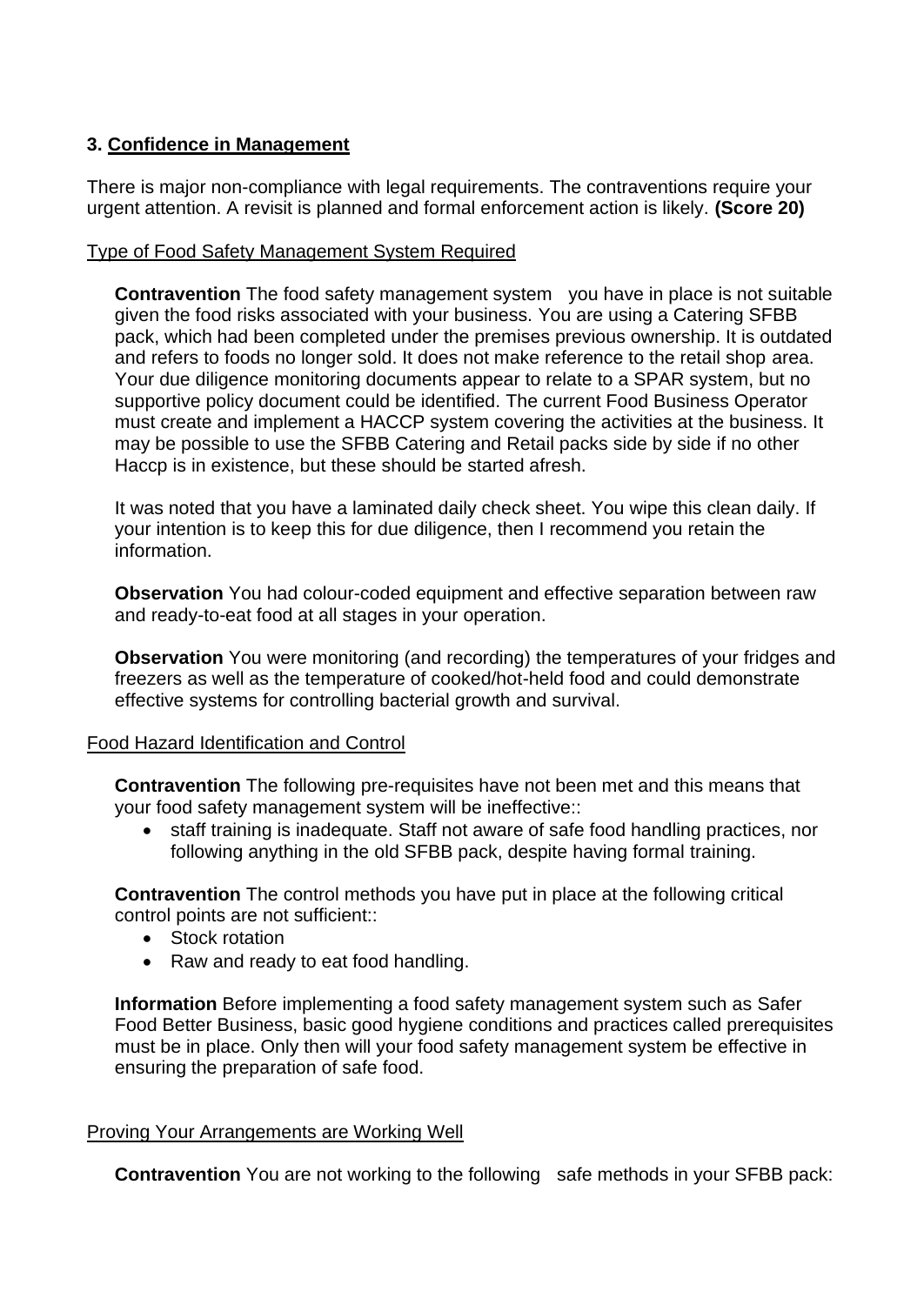### 3. Confidence in Management

There is major non-compliance with legal requirements. The contraventions require your urgent attention. A revisit is planned and formal enforcement action is likely. **(Score 20)**

Type of Food Safety Management System Required

**Contravention** The food safety management system you have in place is not suitable given the food risks associated with your business. You are using a Catering SFBB pack, which had been completed under the premises previous ownership. It is outdated and refers to foods no longer sold. It does not make reference to the retail shop area. Your due diligence monitoring documents appear to relate to a SPAR system, but no supportive policy document could be identified. The current Food Business Operator must create and implement a HACCP system covering the activities at the business. It may be possible to use the SFBB Catering and Retail packs side by side if no other Haccp is in existence, but these should be started afresh.

It was noted that you have a laminated daily check sheet. You wipe this clean daily. If your intention is to keep this for due diligence, then I recommend you retain the information.

**Observation** You had colour-coded equipment and effective separation between raw and ready-to-eat food at all stages in your operation.

**Observation** You were monitoring (and recording) the temperatures of your fridges and freezers as well as the temperature of cooked/hot-held food and could demonstrate effective systems for controlling bacterial growth and survival.

Food Hazard Identification and Control

**Contravention** The following pre-requisites have not been met and this means that your food safety management system will be ineffective::

- staff training is inadequate. Staff not aware of safe food handling practices, nor following anything in the old SFBB pack, despite having formal training.

**Contravention** The control methods you have put in place at the following critical control points are not sufficient::

- Stock rotation
- Raw and ready to eat food handling.

**Information** Before implementing a food safety management system such as Safer Food Better Business, basic good hygiene conditions and practices called prerequisites must be in place. Only then will your food safety management system be effective in ensuring the preparation of safe food.

Proving Your Arrangements are Working Well

**Contravention** You are not working to the following safe methods in your SFBB pack: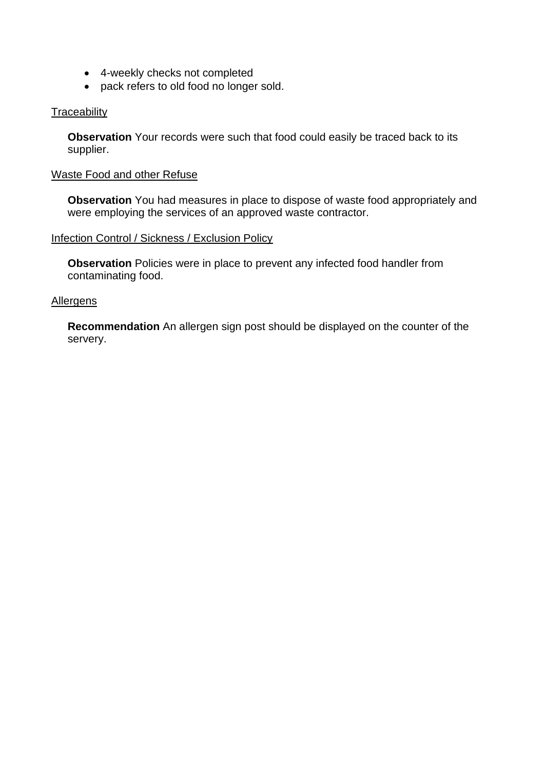- 4-weekly checks not completed
- pack refers to old food no longer sold.

Traceability

**Observation** Your records were such that food could easily be traced back to its supplier.

Waste Food and other Refuse

**Observation** You had measures in place to dispose of waste food appropriately and were employing the services of an approved waste contractor.

Infection Control / Sickness / Exclusion Policy

**Observation** Policies were in place to prevent any infected food handler from contaminating food.

Allergens

**Recommendation** An allergen sign post should be displayed on the counter of the servery.